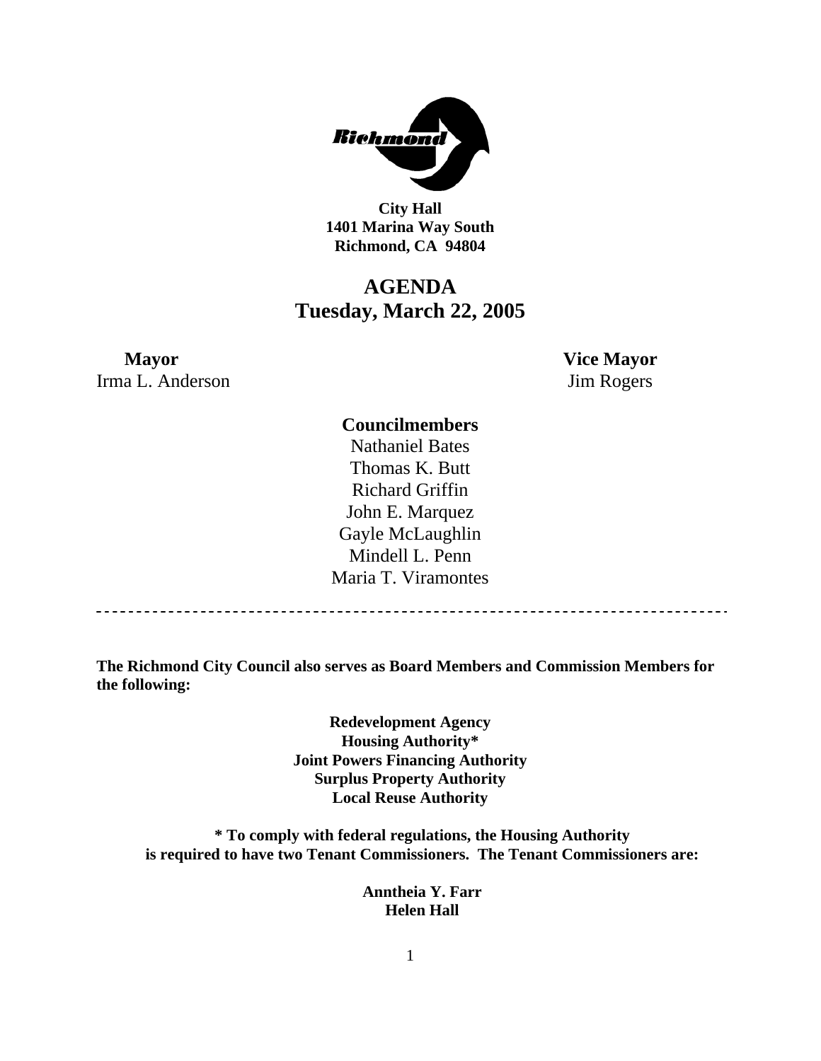**City Hall**
**1401 Marina Way South**
**Richmond, CA 94804**

# AGENDA
## Tuesday, March 22, 2005

**Mayor**
Irma L. Anderson

**Vice Mayor**
Jim Rogers

**Councilmembers**
Nathaniel Bates
Thomas K. Butt
Richard Griffin
John E. Marquez
Gayle McLaughlin
Mindell L. Penn
Maria T. Viramontes

---

**The Richmond City Council also serves as Board Members and Commission Members for the following:**

**Redevelopment Agency**
**Housing Authority***
**Joint Powers Financing Authority**
**Surplus Property Authority**
**Local Reuse Authority**

**\* To comply with federal regulations, the Housing Authority is required to have two Tenant Commissioners. The Tenant Commissioners are:**

**Anntheia Y. Farr**
**Helen Hall**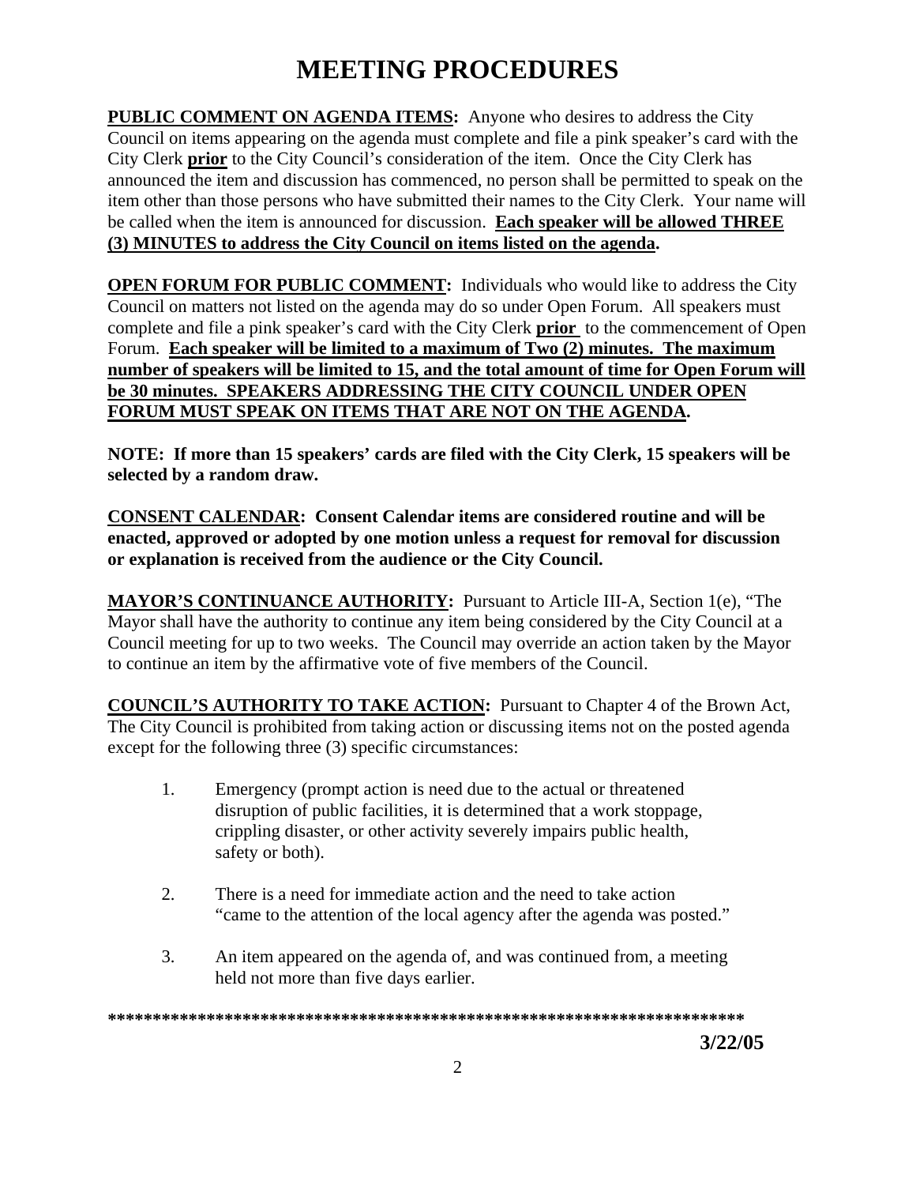# MEETING PROCEDURES

**PUBLIC COMMENT ON AGENDA ITEMS:** Anyone who desires to address the City Council on items appearing on the agenda must complete and file a pink speaker's card with the City Clerk **prior** to the City Council's consideration of the item. Once the City Clerk has announced the item and discussion has commenced, no person shall be permitted to speak on the item other than those persons who have submitted their names to the City Clerk. Your name will be called when the item is announced for discussion. **Each speaker will be allowed THREE (3) MINUTES to address the City Council on items listed on the agenda.**

**OPEN FORUM FOR PUBLIC COMMENT:** Individuals who would like to address the City Council on matters not listed on the agenda may do so under Open Forum. All speakers must complete and file a pink speaker's card with the City Clerk **prior** to the commencement of Open Forum. **Each speaker will be limited to a maximum of Two (2) minutes. The maximum number of speakers will be limited to 15, and the total amount of time for Open Forum will be 30 minutes. SPEAKERS ADDRESSING THE CITY COUNCIL UNDER OPEN FORUM MUST SPEAK ON ITEMS THAT ARE NOT ON THE AGENDA.**

**NOTE: If more than 15 speakers' cards are filed with the City Clerk, 15 speakers will be selected by a random draw.**

**CONSENT CALENDAR: Consent Calendar items are considered routine and will be enacted, approved or adopted by one motion unless a request for removal for discussion or explanation is received from the audience or the City Council.**

**MAYOR'S CONTINUANCE AUTHORITY:** Pursuant to Article III-A, Section 1(e), "The Mayor shall have the authority to continue any item being considered by the City Council at a Council meeting for up to two weeks. The Council may override an action taken by the Mayor to continue an item by the affirmative vote of five members of the Council.

**COUNCIL'S AUTHORITY TO TAKE ACTION:** Pursuant to Chapter 4 of the Brown Act, The City Council is prohibited from taking action or discussing items not on the posted agenda except for the following three (3) specific circumstances:

1. Emergency (prompt action is need due to the actual or threatened disruption of public facilities, it is determined that a work stoppage, crippling disaster, or other activity severely impairs public health, safety or both).

2. There is a need for immediate action and the need to take action "came to the attention of the local agency after the agenda was posted."

3. An item appeared on the agenda of, and was continued from, a meeting held not more than five days earlier.

**\*\*\*\*\*\*\*\*\*\*\*\*\*\*\*\*\*\*\*\*\*\*\*\*\*\*\*\*\*\*\*\*\*\*\*\*\*\*\*\*\*\*\*\*\*\*\*\*\*\*\*\*\*\*\*\*\*\*\*\*\*\*\*\*\*\*\*\*\*\***

**3/22/05**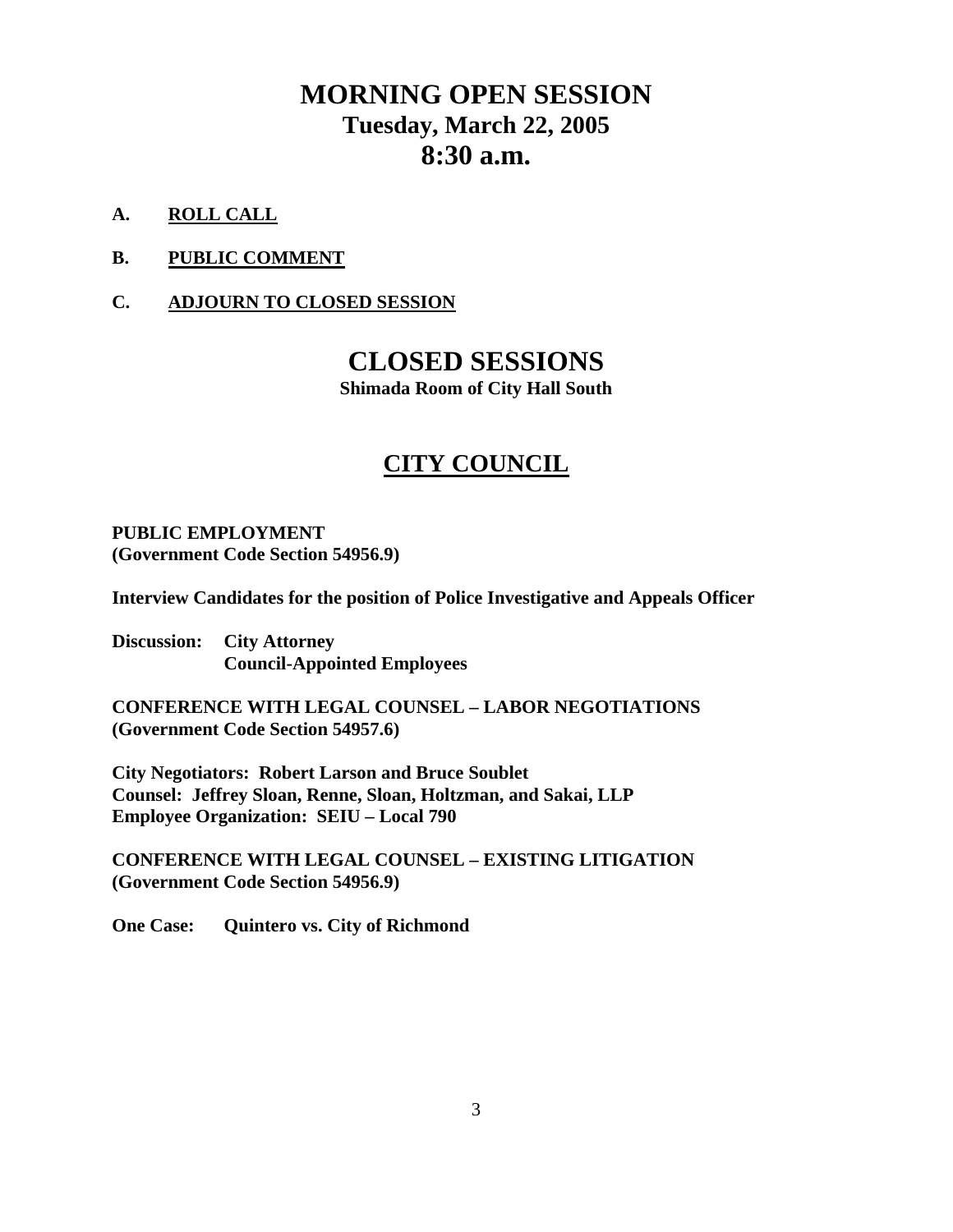# MORNING OPEN SESSION
## Tuesday, March 22, 2005
## 8:30 a.m.

**A. ROLL CALL**

**B. PUBLIC COMMENT**

**C. ADJOURN TO CLOSED SESSION**

# CLOSED SESSIONS

**Shimada Room of City Hall South**

## CITY COUNCIL

**PUBLIC EMPLOYMENT**
**(Government Code Section 54956.9)**

**Interview Candidates for the position of Police Investigative and Appeals Officer**

**Discussion: City Attorney**
**Council-Appointed Employees**

**CONFERENCE WITH LEGAL COUNSEL – LABOR NEGOTIATIONS**
**(Government Code Section 54957.6)**

**City Negotiators: Robert Larson and Bruce Soublet**
**Counsel: Jeffrey Sloan, Renne, Sloan, Holtzman, and Sakai, LLP**
**Employee Organization: SEIU – Local 790**

**CONFERENCE WITH LEGAL COUNSEL – EXISTING LITIGATION**
**(Government Code Section 54956.9)**

**One Case: Quintero vs. City of Richmond**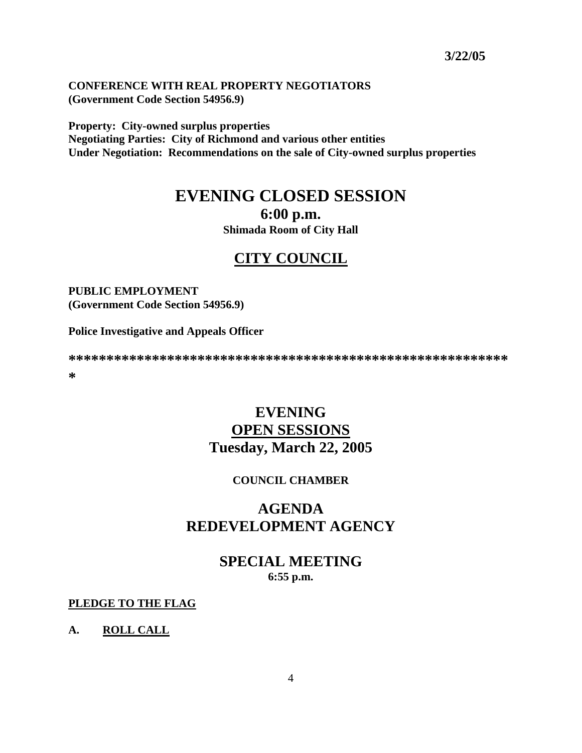3/22/05

**CONFERENCE WITH REAL PROPERTY NEGOTIATORS**
**(Government Code Section 54956.9)**

**Property: City-owned surplus properties**
**Negotiating Parties: City of Richmond and various other entities**
**Under Negotiation: Recommendations on the sale of City-owned surplus properties**

# EVENING CLOSED SESSION

## 6:00 p.m.

**Shimada Room of City Hall**

## CITY COUNCIL

**PUBLIC EMPLOYMENT**
**(Government Code Section 54956.9)**

**Police Investigative and Appeals Officer**

**************************************************************

# EVENING
# OPEN SESSIONS
# Tuesday, March 22, 2005

**COUNCIL CHAMBER**

# AGENDA
# REDEVELOPMENT AGENCY

## SPECIAL MEETING

**6:55 p.m.**

**PLEDGE TO THE FLAG**

**A. ROLL CALL**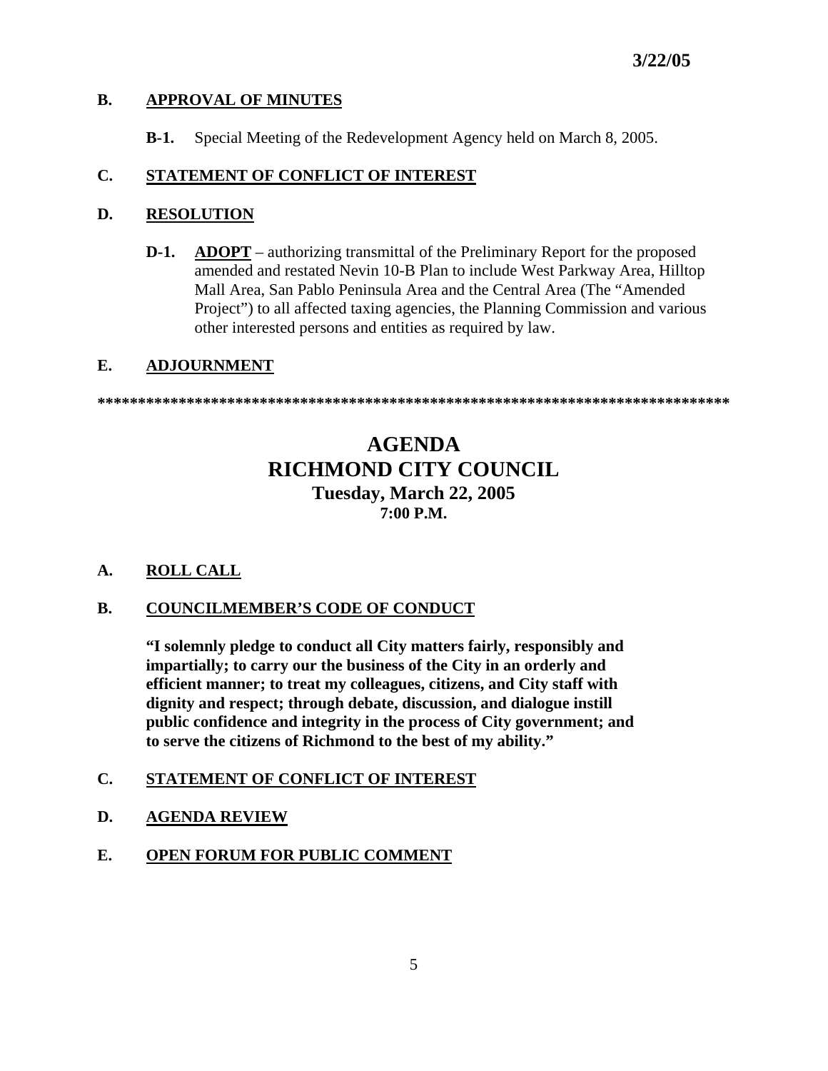**3/22/05**

**B. APPROVAL OF MINUTES**

**B-1.** Special Meeting of the Redevelopment Agency held on March 8, 2005.

**C. STATEMENT OF CONFLICT OF INTEREST**

**D. RESOLUTION**

**D-1.** **ADOPT** – authorizing transmittal of the Preliminary Report for the proposed amended and restated Nevin 10-B Plan to include West Parkway Area, Hilltop Mall Area, San Pablo Peninsula Area and the Central Area (The "Amended Project") to all affected taxing agencies, the Planning Commission and various other interested persons and entities as required by law.

**E. ADJOURNMENT**

**********************************************************************************

# AGENDA
# RICHMOND CITY COUNCIL
## Tuesday, March 22, 2005
### 7:00 P.M.

**A. ROLL CALL**

**B. COUNCILMEMBER'S CODE OF CONDUCT**

**"I solemnly pledge to conduct all City matters fairly, responsibly and impartially; to carry our the business of the City in an orderly and efficient manner; to treat my colleagues, citizens, and City staff with dignity and respect; through debate, discussion, and dialogue instill public confidence and integrity in the process of City government; and to serve the citizens of Richmond to the best of my ability."**

**C. STATEMENT OF CONFLICT OF INTEREST**

**D. AGENDA REVIEW**

**E. OPEN FORUM FOR PUBLIC COMMENT**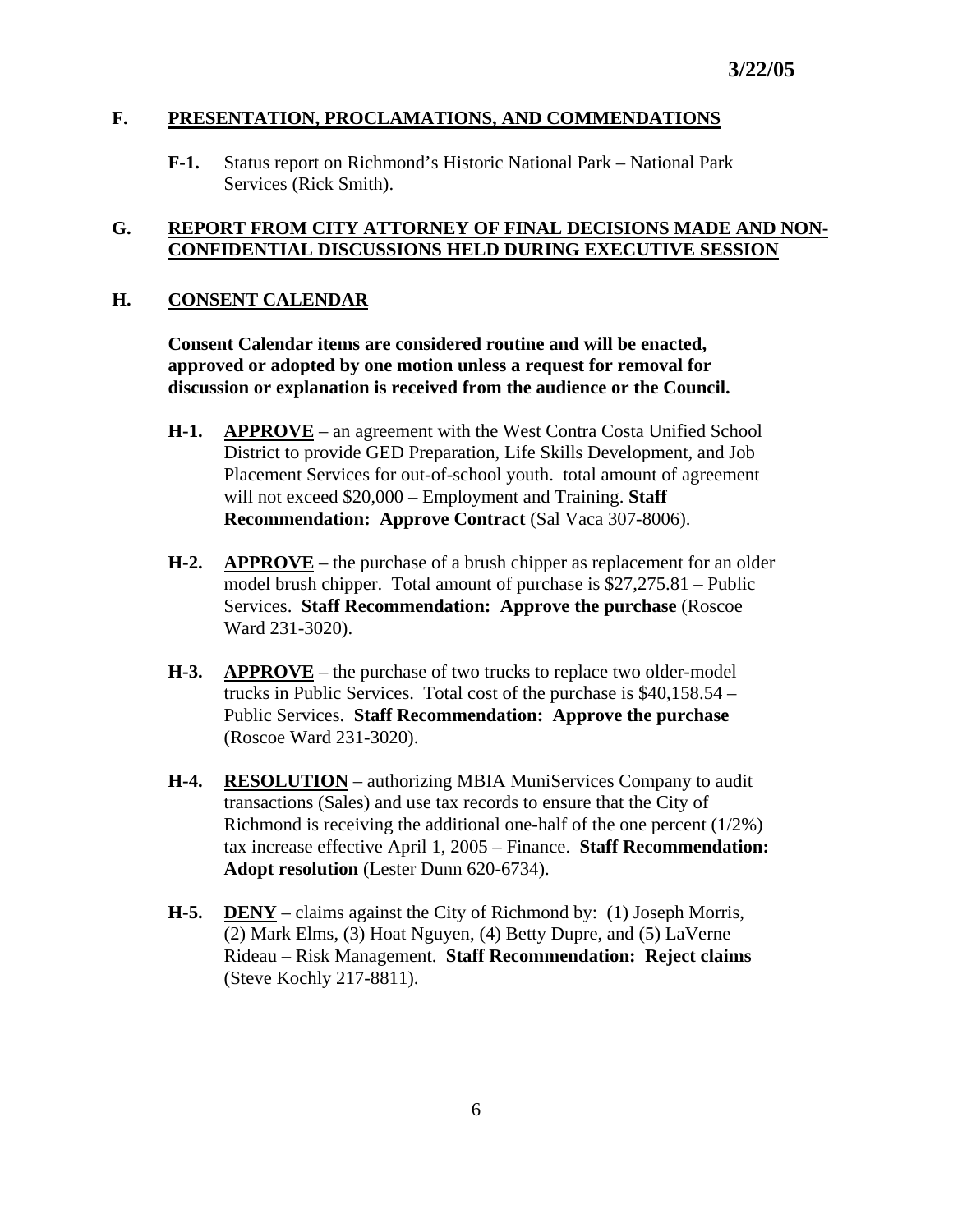**3/22/05**

## F. PRESENTATION, PROCLAMATIONS, AND COMMENDATIONS

**F-1.** Status report on Richmond's Historic National Park – National Park Services (Rick Smith).

## G. REPORT FROM CITY ATTORNEY OF FINAL DECISIONS MADE AND NON-CONFIDENTIAL DISCUSSIONS HELD DURING EXECUTIVE SESSION

## H. CONSENT CALENDAR

**Consent Calendar items are considered routine and will be enacted, approved or adopted by one motion unless a request for removal for discussion or explanation is received from the audience or the Council.**

**H-1.** **APPROVE** – an agreement with the West Contra Costa Unified School District to provide GED Preparation, Life Skills Development, and Job Placement Services for out-of-school youth. total amount of agreement will not exceed $20,000 – Employment and Training. **Staff Recommendation: Approve Contract** (Sal Vaca 307-8006).

**H-2.** **APPROVE** – the purchase of a brush chipper as replacement for an older model brush chipper. Total amount of purchase is $27,275.81 – Public Services. **Staff Recommendation: Approve the purchase** (Roscoe Ward 231-3020).

**H-3.** **APPROVE** – the purchase of two trucks to replace two older-model trucks in Public Services. Total cost of the purchase is $40,158.54 – Public Services. **Staff Recommendation: Approve the purchase** (Roscoe Ward 231-3020).

**H-4.** **RESOLUTION** – authorizing MBIA MuniServices Company to audit transactions (Sales) and use tax records to ensure that the City of Richmond is receiving the additional one-half of the one percent (1/2%) tax increase effective April 1, 2005 – Finance. **Staff Recommendation: Adopt resolution** (Lester Dunn 620-6734).

**H-5.** **DENY** – claims against the City of Richmond by: (1) Joseph Morris, (2) Mark Elms, (3) Hoat Nguyen, (4) Betty Dupre, and (5) LaVerne Rideau – Risk Management. **Staff Recommendation: Reject claims** (Steve Kochly 217-8811).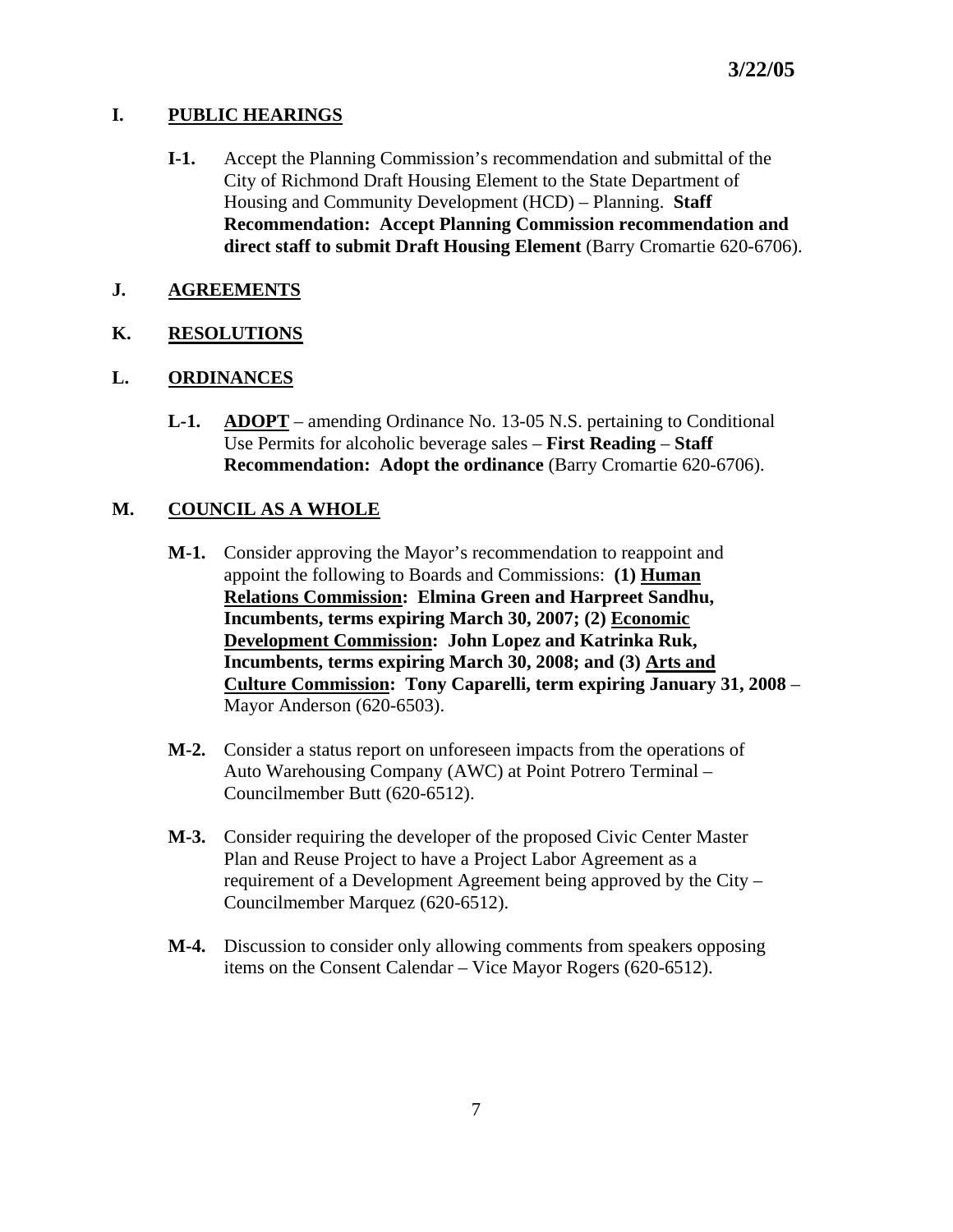**3/22/05**

## I. PUBLIC HEARINGS

**I-1.** Accept the Planning Commission's recommendation and submittal of the City of Richmond Draft Housing Element to the State Department of Housing and Community Development (HCD) – Planning. **Staff Recommendation: Accept Planning Commission recommendation and direct staff to submit Draft Housing Element** (Barry Cromartie 620-6706).

## J. AGREEMENTS

## K. RESOLUTIONS

## L. ORDINANCES

**L-1.** **ADOPT** – amending Ordinance No. 13-05 N.S. pertaining to Conditional Use Permits for alcoholic beverage sales – **First Reading** – **Staff Recommendation: Adopt the ordinance** (Barry Cromartie 620-6706).

## M. COUNCIL AS A WHOLE

**M-1.** Consider approving the Mayor's recommendation to reappoint and appoint the following to Boards and Commissions: **(1) Human Relations Commission: Elmina Green and Harpreet Sandhu, Incumbents, terms expiring March 30, 2007; (2) Economic Development Commission: John Lopez and Katrinka Ruk, Incumbents, terms expiring March 30, 2008; and (3) Arts and Culture Commission: Tony Caparelli, term expiring January 31, 2008** – Mayor Anderson (620-6503).

**M-2.** Consider a status report on unforeseen impacts from the operations of Auto Warehousing Company (AWC) at Point Potrero Terminal – Councilmember Butt (620-6512).

**M-3.** Consider requiring the developer of the proposed Civic Center Master Plan and Reuse Project to have a Project Labor Agreement as a requirement of a Development Agreement being approved by the City – Councilmember Marquez (620-6512).

**M-4.** Discussion to consider only allowing comments from speakers opposing items on the Consent Calendar – Vice Mayor Rogers (620-6512).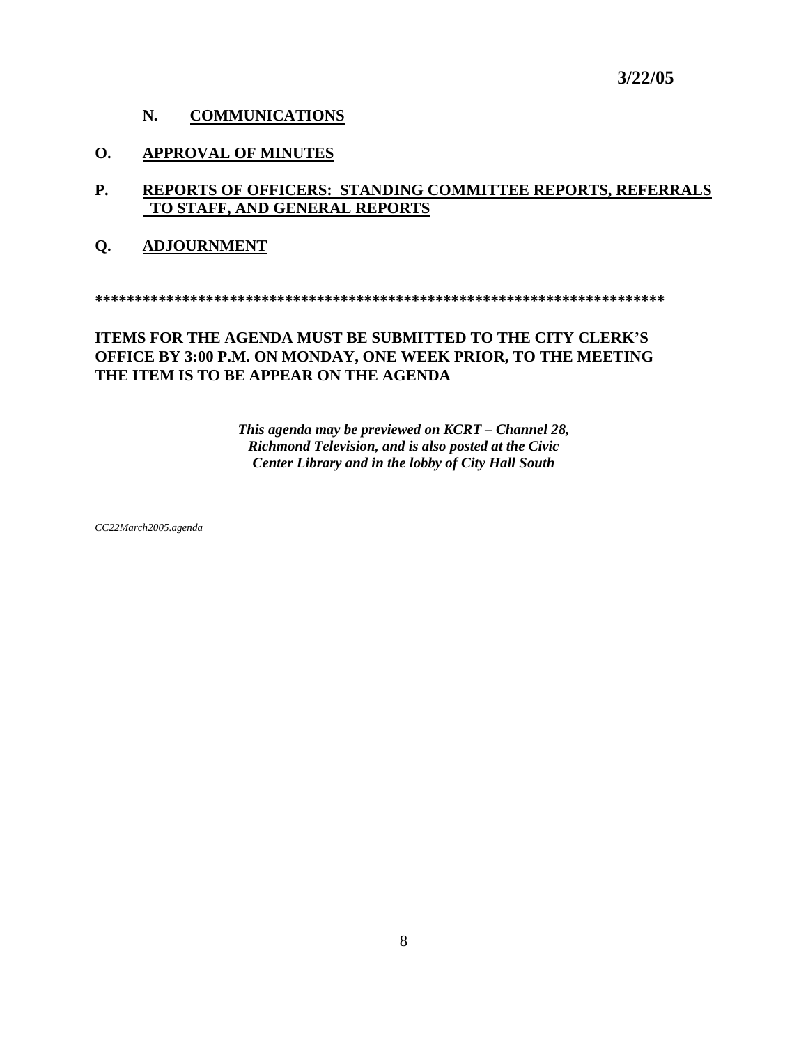**3/22/05**

**N. <u>COMMUNICATIONS</u>**

**O. <u>APPROVAL OF MINUTES</u>**

**P. <u>REPORTS OF OFFICERS: STANDING COMMITTEE REPORTS, REFERRALS TO STAFF, AND GENERAL REPORTS</u>**

**Q. <u>ADJOURNMENT</u>**

**************************************************************************

**ITEMS FOR THE AGENDA MUST BE SUBMITTED TO THE CITY CLERK'S OFFICE BY 3:00 P.M. ON MONDAY, ONE WEEK PRIOR, TO THE MEETING THE ITEM IS TO BE APPEAR ON THE AGENDA**

***This agenda may be previewed on KCRT – Channel 28, Richmond Television, and is also posted at the Civic Center Library and in the lobby of City Hall South***

*CC22March2005.agenda*